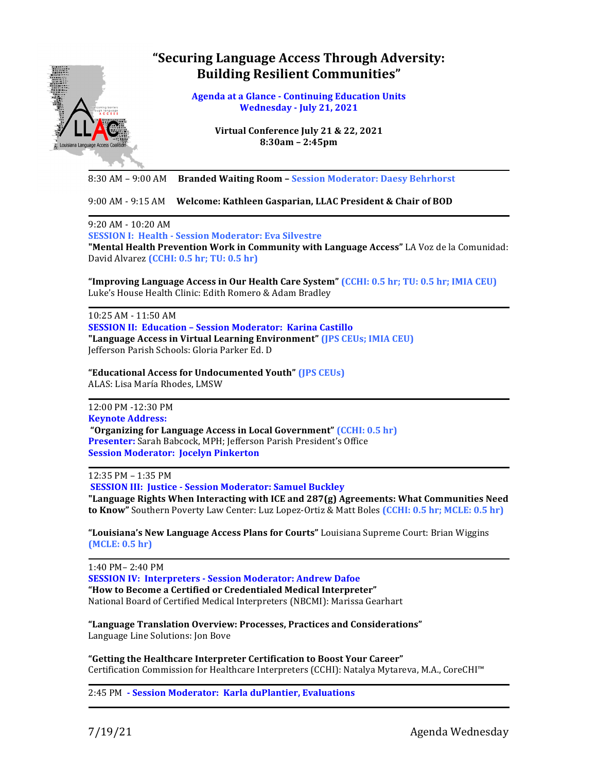# "Securing Language Access Through Adversity: Building Resilient Communities"

**Agenda at a Glance - Continuing Education Units**
**Wednesday - July 21, 2021**

**Virtual Conference July 21 & 22, 2021**
**8:30am – 2:45pm**

---

8:30 AM – 9:00 AM **Branded Waiting Room – Session Moderator: Daesy Behrhorst**

9:00 AM - 9:15 AM **Welcome: Kathleen Gasparian, LLAC President & Chair of BOD**

---

9:20 AM - 10:20 AM
**SESSION I: Health - Session Moderator: Eva Silvestre**
**"Mental Health Prevention Work in Community with Language Access"** LA Voz de la Comunidad: David Alvarez **(CCHI: 0.5 hr; TU: 0.5 hr)**

**"Improving Language Access in Our Health Care System"** **(CCHI: 0.5 hr; TU: 0.5 hr; IMIA CEU)**
Luke's House Health Clinic: Edith Romero & Adam Bradley

---

10:25 AM - 11:50 AM
**SESSION II: Education – Session Moderator: Karina Castillo**
**"Language Access in Virtual Learning Environment"** **(JPS CEUs; IMIA CEU)**
Jefferson Parish Schools: Gloria Parker Ed. D

**"Educational Access for Undocumented Youth"** **(JPS CEUs)**
ALAS: Lisa María Rhodes, LMSW

---

12:00 PM -12:30 PM
**Keynote Address:**
**"Organizing for Language Access in Local Government"** **(CCHI: 0.5 hr)**
**Presenter:** Sarah Babcock, MPH; Jefferson Parish President's Office
**Session Moderator: Jocelyn Pinkerton**

---

12:35 PM – 1:35 PM
**SESSION III: Justice - Session Moderator: Samuel Buckley**
**"Language Rights When Interacting with ICE and 287(g) Agreements: What Communities Need to Know"** Southern Poverty Law Center: Luz Lopez-Ortiz & Matt Boles **(CCHI: 0.5 hr; MCLE: 0.5 hr)**

**"Louisiana's New Language Access Plans for Courts"** Louisiana Supreme Court: Brian Wiggins **(MCLE: 0.5 hr)**

---

1:40 PM– 2:40 PM
**SESSION IV: Interpreters - Session Moderator: Andrew Dafoe**
**"How to Become a Certified or Credentialed Medical Interpreter"**
National Board of Certified Medical Interpreters (NBCMI): Marissa Gearhart

**"Language Translation Overview: Processes, Practices and Considerations"**
Language Line Solutions: Jon Bove

**"Getting the Healthcare Interpreter Certification to Boost Your Career"**
Certification Commission for Healthcare Interpreters (CCHI): Natalya Mytareva, M.A., CoreCHI™

---

2:45 PM **- Session Moderator: Karla duPlantier, Evaluations**

---

7/19/21 Agenda Wednesday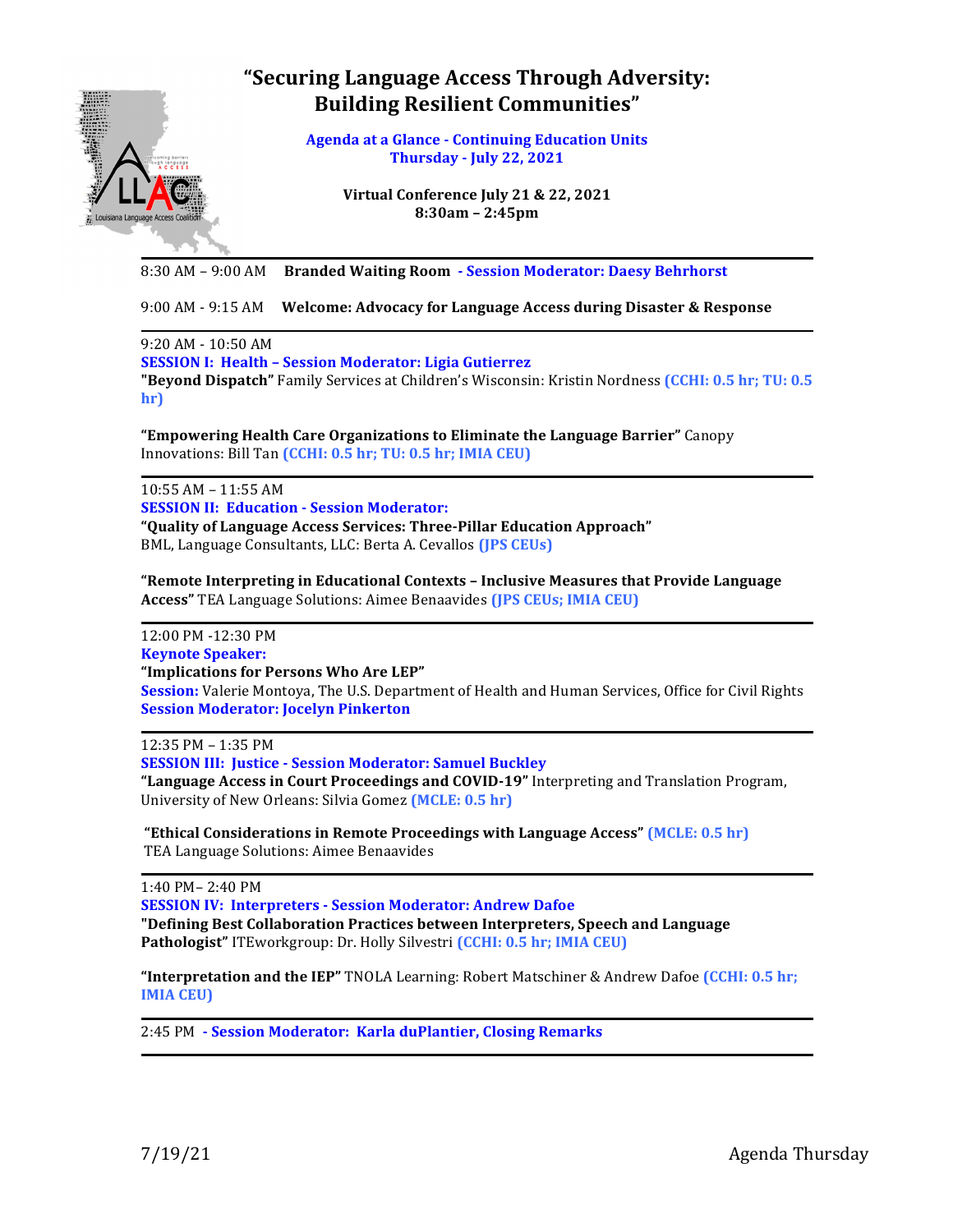# "Securing Language Access Through Adversity: Building Resilient Communities"

**Agenda at a Glance - Continuing Education Units**
**Thursday - July 22, 2021**

**Virtual Conference July 21 & 22, 2021**
**8:30am – 2:45pm**

---

8:30 AM – 9:00 AM **Branded Waiting Room - Session Moderator: Daesy Behrhorst**

9:00 AM - 9:15 AM **Welcome: Advocacy for Language Access during Disaster & Response**

---

9:20 AM - 10:50 AM
**SESSION I: Health – Session Moderator: Ligia Gutierrez**
**"Beyond Dispatch"** Family Services at Children's Wisconsin: Kristin Nordness **(CCHI: 0.5 hr; TU: 0.5 hr)**

**"Empowering Health Care Organizations to Eliminate the Language Barrier"** Canopy Innovations: Bill Tan **(CCHI: 0.5 hr; TU: 0.5 hr; IMIA CEU)**

---

10:55 AM – 11:55 AM
**SESSION II: Education - Session Moderator:**
**"Quality of Language Access Services: Three-Pillar Education Approach"**
BML, Language Consultants, LLC: Berta A. Cevallos **(JPS CEUs)**

**"Remote Interpreting in Educational Contexts – Inclusive Measures that Provide Language Access"** TEA Language Solutions: Aimee Benaavides **(JPS CEUs; IMIA CEU)**

---

12:00 PM -12:30 PM
**Keynote Speaker:**
**"Implications for Persons Who Are LEP"**
**Session:** Valerie Montoya, The U.S. Department of Health and Human Services, Office for Civil Rights
**Session Moderator: Jocelyn Pinkerton**

---

12:35 PM – 1:35 PM
**SESSION III: Justice - Session Moderator: Samuel Buckley**
**"Language Access in Court Proceedings and COVID-19"** Interpreting and Translation Program, University of New Orleans: Silvia Gomez **(MCLE: 0.5 hr)**

**"Ethical Considerations in Remote Proceedings with Language Access" (MCLE: 0.5 hr)**
TEA Language Solutions: Aimee Benaavides

---

1:40 PM– 2:40 PM
**SESSION IV: Interpreters - Session Moderator: Andrew Dafoe**
**"Defining Best Collaboration Practices between Interpreters, Speech and Language Pathologist"** ITEworkgroup: Dr. Holly Silvestri **(CCHI: 0.5 hr; IMIA CEU)**

**"Interpretation and the IEP"** TNOLA Learning: Robert Matschiner & Andrew Dafoe **(CCHI: 0.5 hr; IMIA CEU)**

---

2:45 PM **- Session Moderator: Karla duPlantier, Closing Remarks**

---

7/19/21 Agenda Thursday